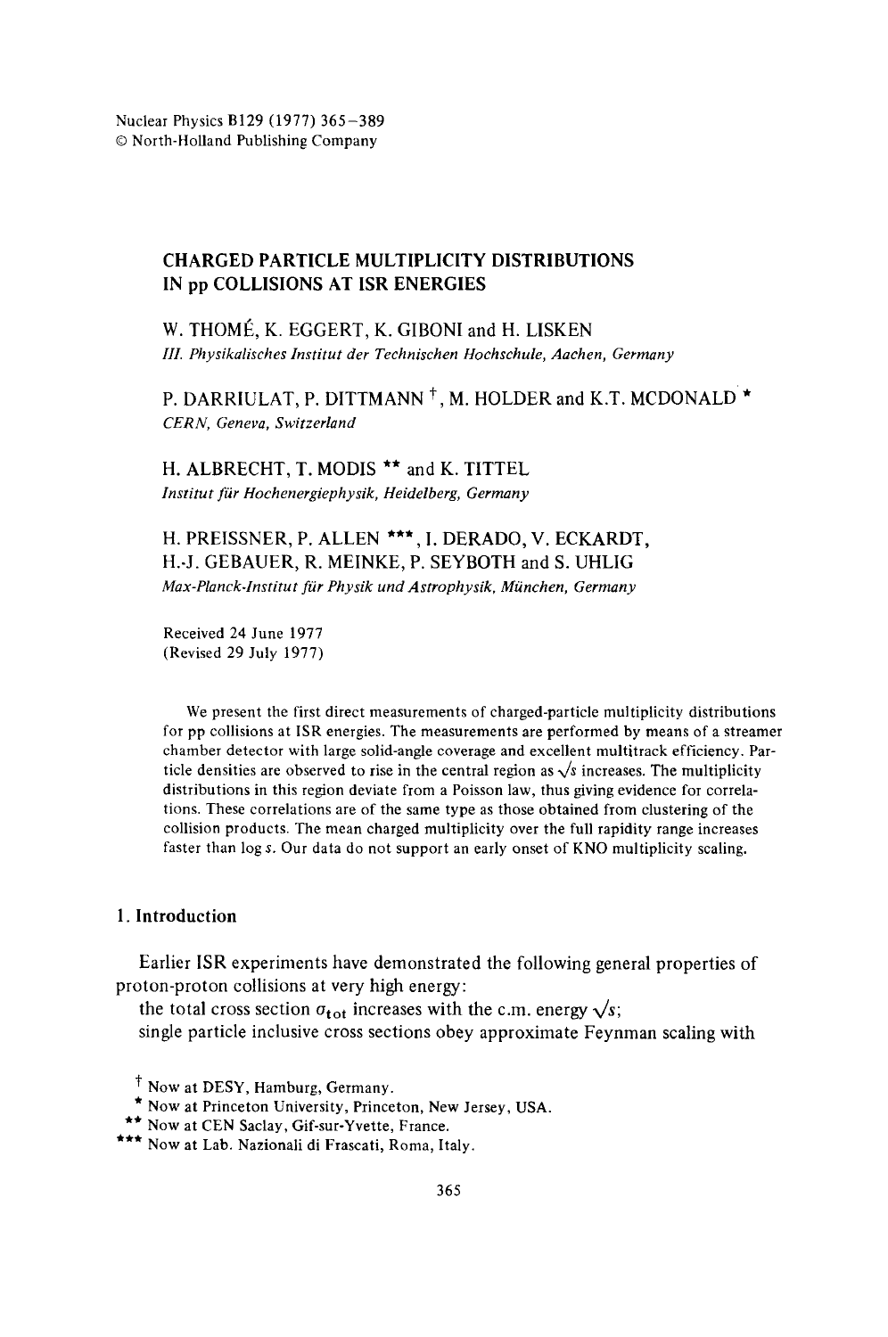# CHARGED PARTICLE MULTIPLICITY DISTRIBUTIONS IN pp COLLISIONS AT ISR ENERGIES

W. THOMÉ, K. EGGERT, K. GIBONI and H. LISKEN
*III. Physikalisches Institut der Technischen Hochschule, Aachen, Germany*

P. DARRIULAT, P. DITTMANN [†], M. HOLDER and K.T. MCDONALD [*]
*CERN, Geneva, Switzerland*

H. ALBRECHT, T. MODIS [**] and K. TITTEL
*Institut für Hochenergiephysik, Heidelberg, Germany*

H. PREISSNER, P. ALLEN [***], I. DERADO, V. ECKARDT, H.-J. GEBAUER, R. MEINKE, P. SEYBOTH and S. UHLIG
*Max-Planck-Institut für Physik und Astrophysik, München, Germany*

Received 24 June 1977
(Revised 29 July 1977)

We present the first direct measurements of charged-particle multiplicity distributions for pp collisions at ISR energies. The measurements are performed by means of a streamer chamber detector with large solid-angle coverage and excellent multitrack efficiency. Particle densities are observed to rise in the central region as $\sqrt{s}$ increases. The multiplicity distributions in this region deviate from a Poisson law, thus giving evidence for correlations. These correlations are of the same type as those obtained from clustering of the collision products. The mean charged multiplicity over the full rapidity range increases faster than $\log s$. Our data do not support an early onset of KNO multiplicity scaling.

## 1. Introduction

Earlier ISR experiments have demonstrated the following general properties of proton-proton collisions at very high energy:

the total cross section $\sigma_{tot}$ increases with the c.m. energy $\sqrt{s}$;

single particle inclusive cross sections obey approximate Feynman scaling with

---

[†] Now at DESY, Hamburg, Germany.

[*] Now at Princeton University, Princeton, New Jersey, USA.

[**] Now at CEN Saclay, Gif-sur-Yvette, France.

[***] Now at Lab. Nazionali di Frascati, Roma, Italy.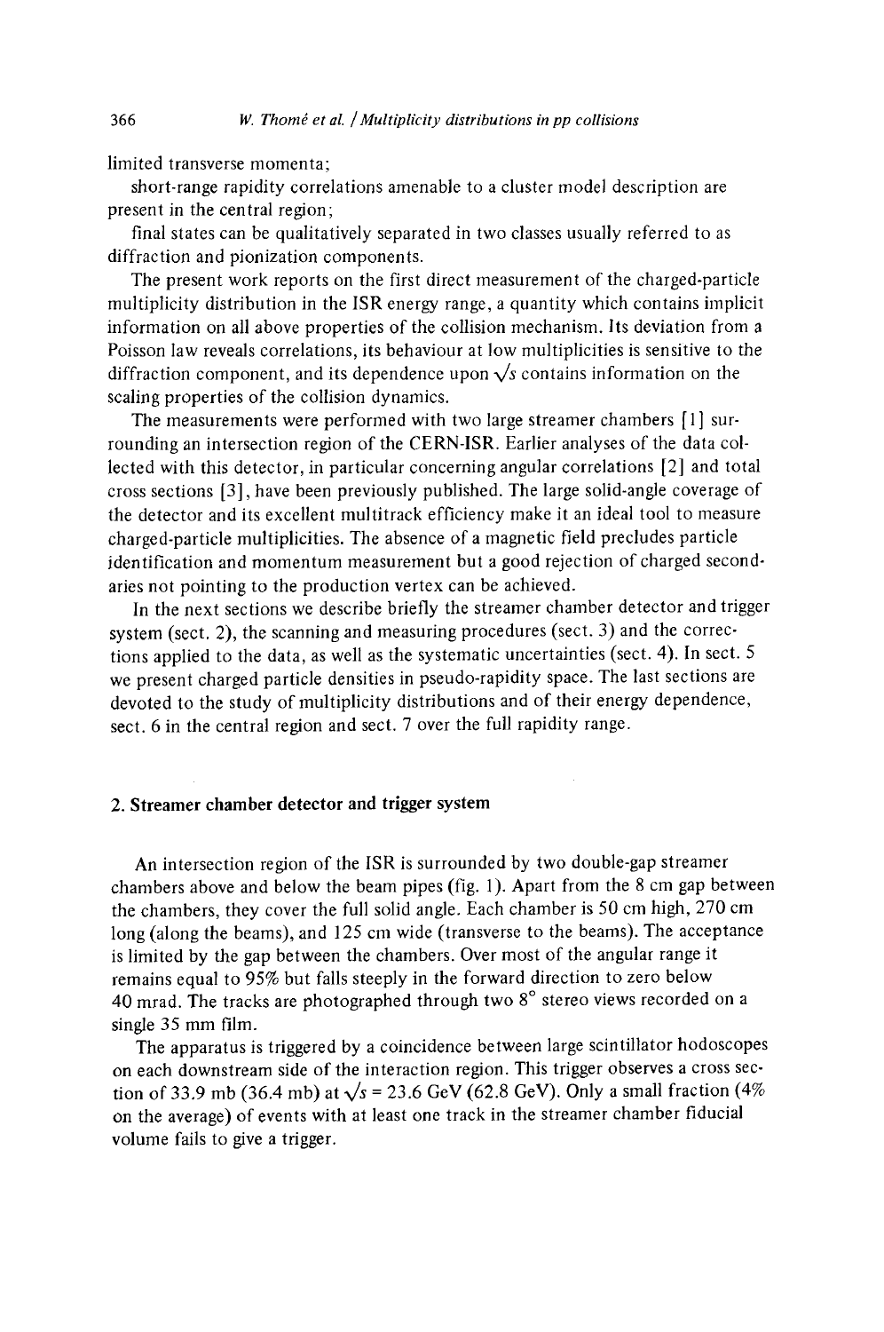limited transverse momenta;

short-range rapidity correlations amenable to a cluster model description are present in the central region;

final states can be qualitatively separated in two classes usually referred to as diffraction and pionization components.

The present work reports on the first direct measurement of the charged-particle multiplicity distribution in the ISR energy range, a quantity which contains implicit information on all above properties of the collision mechanism. Its deviation from a Poisson law reveals correlations, its behaviour at low multiplicities is sensitive to the diffraction component, and its dependence upon $\sqrt{s}$ contains information on the scaling properties of the collision dynamics.

The measurements were performed with two large streamer chambers [1] surrounding an intersection region of the CERN-ISR. Earlier analyses of the data collected with this detector, in particular concerning angular correlations [2] and total cross sections [3], have been previously published. The large solid-angle coverage of the detector and its excellent multitrack efficiency make it an ideal tool to measure charged-particle multiplicities. The absence of a magnetic field precludes particle identification and momentum measurement but a good rejection of charged secondaries not pointing to the production vertex can be achieved.

In the next sections we describe briefly the streamer chamber detector and trigger system (sect. 2), the scanning and measuring procedures (sect. 3) and the corrections applied to the data, as well as the systematic uncertainties (sect. 4). In sect. 5 we present charged particle densities in pseudo-rapidity space. The last sections are devoted to the study of multiplicity distributions and of their energy dependence, sect. 6 in the central region and sect. 7 over the full rapidity range.

## 2. Streamer chamber detector and trigger system

An intersection region of the ISR is surrounded by two double-gap streamer chambers above and below the beam pipes (fig. 1). Apart from the 8 cm gap between the chambers, they cover the full solid angle. Each chamber is 50 cm high, 270 cm long (along the beams), and 125 cm wide (transverse to the beams). The acceptance is limited by the gap between the chambers. Over most of the angular range it remains equal to 95% but falls steeply in the forward direction to zero below 40 mrad. The tracks are photographed through two 8° stereo views recorded on a single 35 mm film.

The apparatus is triggered by a coincidence between large scintillator hodoscopes on each downstream side of the interaction region. This trigger observes a cross section of 33.9 mb (36.4 mb) at $\sqrt{s}$ = 23.6 GeV (62.8 GeV). Only a small fraction (4% on the average) of events with at least one track in the streamer chamber fiducial volume fails to give a trigger.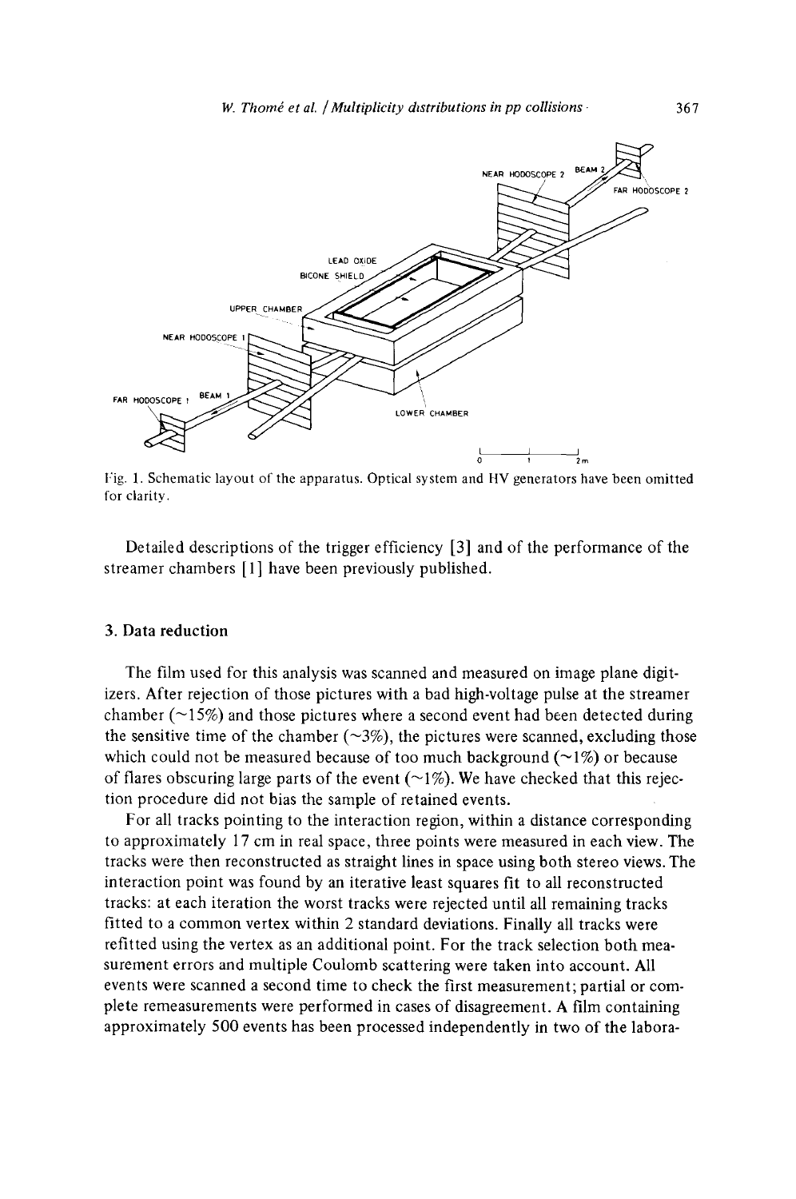Fig. 1. Schematic layout of the apparatus. Optical system and HV generators have been omitted for clarity.

Detailed descriptions of the trigger efficiency [3] and of the performance of the streamer chambers [1] have been previously published.

## 3. Data reduction

The film used for this analysis was scanned and measured on image plane digitizers. After rejection of those pictures with a bad high-voltage pulse at the streamer chamber (~15%) and those pictures where a second event had been detected during the sensitive time of the chamber (~3%), the pictures were scanned, excluding those which could not be measured because of too much background (~1%) or because of flares obscuring large parts of the event (~1%). We have checked that this rejection procedure did not bias the sample of retained events.

For all tracks pointing to the interaction region, within a distance corresponding to approximately 17 cm in real space, three points were measured in each view. The tracks were then reconstructed as straight lines in space using both stereo views. The interaction point was found by an iterative least squares fit to all reconstructed tracks: at each iteration the worst tracks were rejected until all remaining tracks fitted to a common vertex within 2 standard deviations. Finally all tracks were refitted using the vertex as an additional point. For the track selection both measurement errors and multiple Coulomb scattering were taken into account. All events were scanned a second time to check the first measurement; partial or complete remeasurements were performed in cases of disagreement. A film containing approximately 500 events has been processed independently in two of the labora-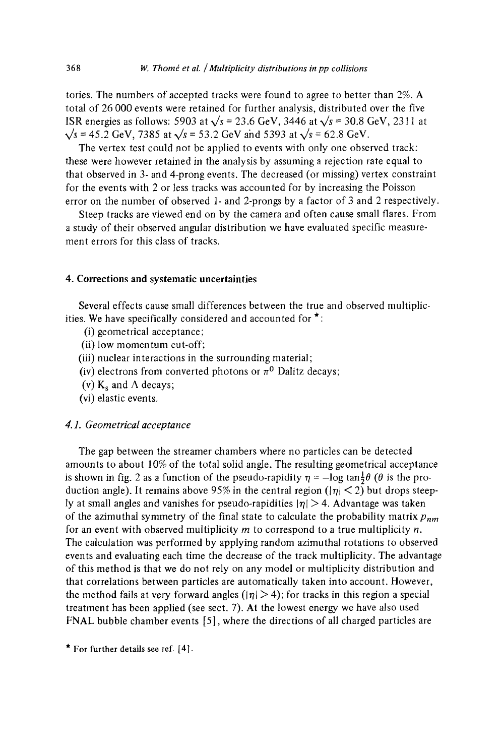tories. The numbers of accepted tracks were found to agree to better than 2%. A total of 26 000 events were retained for further analysis, distributed over the five ISR energies as follows: 5903 at $\sqrt{s} = 23.6$ GeV, 3446 at $\sqrt{s} = 30.8$ GeV, 2311 at $\sqrt{s} = 45.2$ GeV, 7385 at $\sqrt{s} = 53.2$ GeV and 5393 at $\sqrt{s} = 62.8$ GeV.

The vertex test could not be applied to events with only one observed track: these were however retained in the analysis by assuming a rejection rate equal to that observed in 3- and 4-prong events. The decreased (or missing) vertex constraint for the events with 2 or less tracks was accounted for by increasing the Poisson error on the number of observed 1- and 2-prongs by a factor of 3 and 2 respectively.

Steep tracks are viewed end on by the camera and often cause small flares. From a study of their observed angular distribution we have evaluated specific measurement errors for this class of tracks.

## 4. Corrections and systematic uncertainties

Several effects cause small differences between the true and observed multiplicities. We have specifically considered and accounted for *:

(i) geometrical acceptance;
(ii) low momentum cut-off;
(iii) nuclear interactions in the surrounding material;
(iv) electrons from converted photons or $\pi^0$ Dalitz decays;
(v) $K_s$ and $\Lambda$ decays;
(vi) elastic events.

### *4.1. Geometrical acceptance*

The gap between the streamer chambers where no particles can be detected amounts to about 10% of the total solid angle. The resulting geometrical acceptance is shown in fig. 2 as a function of the pseudo-rapidity $\eta = -\log \tan\frac{1}{2}\theta$ ($\theta$ is the production angle). It remains above 95% in the central region ($|\eta| < 2$) but drops steeply at small angles and vanishes for pseudo-rapidities $|\eta| > 4$. Advantage was taken of the azimuthal symmetry of the final state to calculate the probability matrix $p_{nm}$ for an event with observed multiplicity $m$ to correspond to a true multiplicity $n$. The calculation was performed by applying random azimuthal rotations to observed events and evaluating each time the decrease of the track multiplicity. The advantage of this method is that we do not rely on any model or multiplicity distribution and that correlations between particles are automatically taken into account. However, the method fails at very forward angles ($|\eta| > 4$); for tracks in this region a special treatment has been applied (see sect. 7). At the lowest energy we have also used FNAL bubble chamber events [5], where the directions of all charged particles are

* For further details see ref. [4].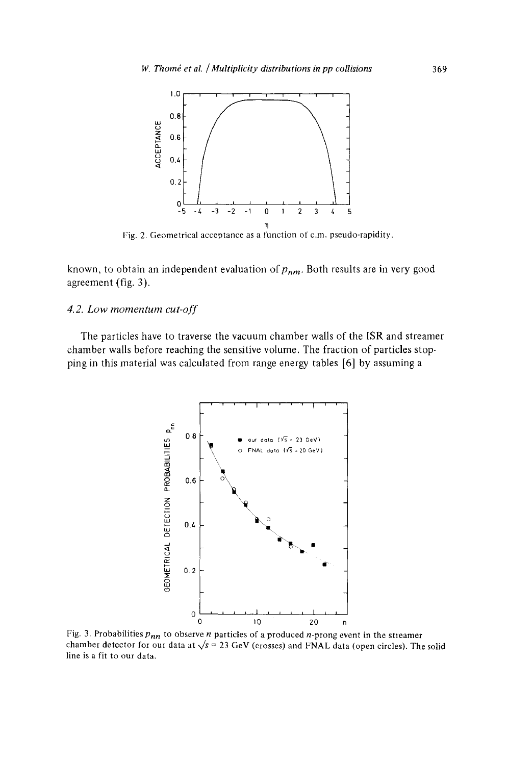Fig. 2. Geometrical acceptance as a function of c.m. pseudo-rapidity.

known, to obtain an independent evaluation of $p_{nm}$. Both results are in very good agreement (fig. 3).

### 4.2. Low momentum cut-off

The particles have to traverse the vacuum chamber walls of the ISR and streamer chamber walls before reaching the sensitive volume. The fraction of particles stopping in this material was calculated from range energy tables [6] by assuming a

Fig. 3. Probabilities $p_{nn}$ to observe $n$ particles of a produced $n$-prong event in the streamer chamber detector for our data at $\sqrt{s}$ = 23 GeV (crosses) and FNAL data (open circles). The solid line is a fit to our data.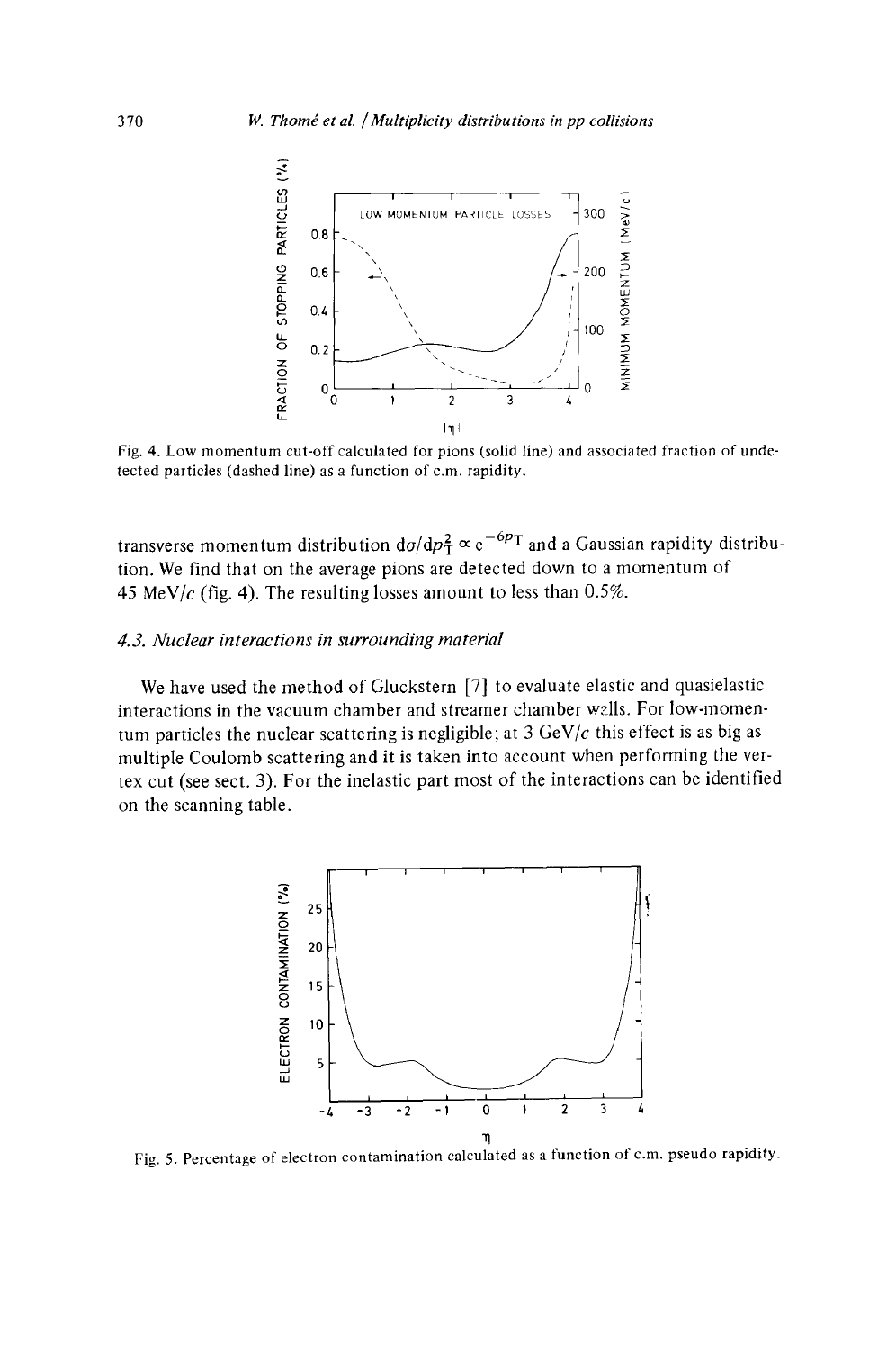Fig. 4. Low momentum cut-off calculated for pions (solid line) and associated fraction of undetected particles (dashed line) as a function of c.m. rapidity.

transverse momentum distribution $d\sigma/dp_T^2 \propto e^{-6p_T}$ and a Gaussian rapidity distribution. We find that on the average pions are detected down to a momentum of 45 MeV/$c$ (fig. 4). The resulting losses amount to less than 0.5%.

### 4.3. Nuclear interactions in surrounding material

We have used the method of Gluckstern [7] to evaluate elastic and quasielastic interactions in the vacuum chamber and streamer chamber walls. For low-momentum particles the nuclear scattering is negligible; at 3 GeV/$c$ this effect is as big as multiple Coulomb scattering and it is taken into account when performing the vertex cut (see sect. 3). For the inelastic part most of the interactions can be identified on the scanning table.

Fig. 5. Percentage of electron contamination calculated as a function of c.m. pseudo rapidity.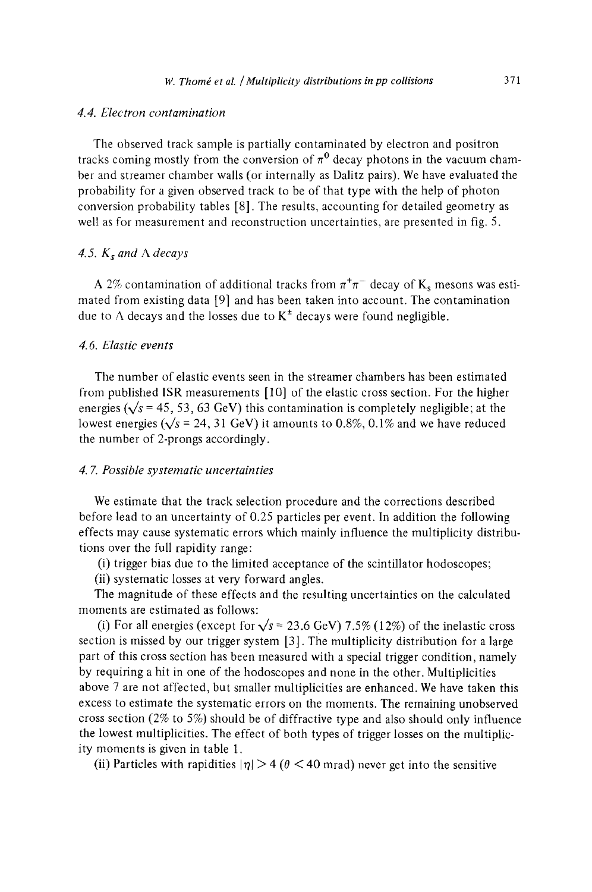### 4.4. Electron contamination

The observed track sample is partially contaminated by electron and positron tracks coming mostly from the conversion of $\pi^0$ decay photons in the vacuum chamber and streamer chamber walls (or internally as Dalitz pairs). We have evaluated the probability for a given observed track to be of that type with the help of photon conversion probability tables [8]. The results, accounting for detailed geometry as well as for measurement and reconstruction uncertainties, are presented in fig. 5.

### 4.5. $K_s$ and $\Lambda$ decays

A 2% contamination of additional tracks from $\pi^+\pi^-$ decay of $K_s$ mesons was estimated from existing data [9] and has been taken into account. The contamination due to $\Lambda$ decays and the losses due to $K^{\pm}$ decays were found negligible.

### 4.6. Elastic events

The number of elastic events seen in the streamer chambers has been estimated from published ISR measurements [10] of the elastic cross section. For the higher energies ($\sqrt{s} = 45, 53, 63$ GeV) this contamination is completely negligible; at the lowest energies ($\sqrt{s} = 24, 31$ GeV) it amounts to 0.8%, 0.1% and we have reduced the number of 2-prongs accordingly.

### 4.7. Possible systematic uncertainties

We estimate that the track selection procedure and the corrections described before lead to an uncertainty of 0.25 particles per event. In addition the following effects may cause systematic errors which mainly influence the multiplicity distributions over the full rapidity range:

(i) trigger bias due to the limited acceptance of the scintillator hodoscopes;

(ii) systematic losses at very forward angles.

The magnitude of these effects and the resulting uncertainties on the calculated moments are estimated as follows:

(i) For all energies (except for $\sqrt{s} = 23.6$ GeV) 7.5% (12%) of the inelastic cross section is missed by our trigger system [3]. The multiplicity distribution for a large part of this cross section has been measured with a special trigger condition, namely by requiring a hit in one of the hodoscopes and none in the other. Multiplicities above 7 are not affected, but smaller multiplicities are enhanced. We have taken this excess to estimate the systematic errors on the moments. The remaining unobserved cross section (2% to 5%) should be of diffractive type and also should only influence the lowest multiplicities. The effect of both types of trigger losses on the multiplicity moments is given in table 1.

(ii) Particles with rapidities $|\eta| > 4$ ($\theta < 40$ mrad) never get into the sensitive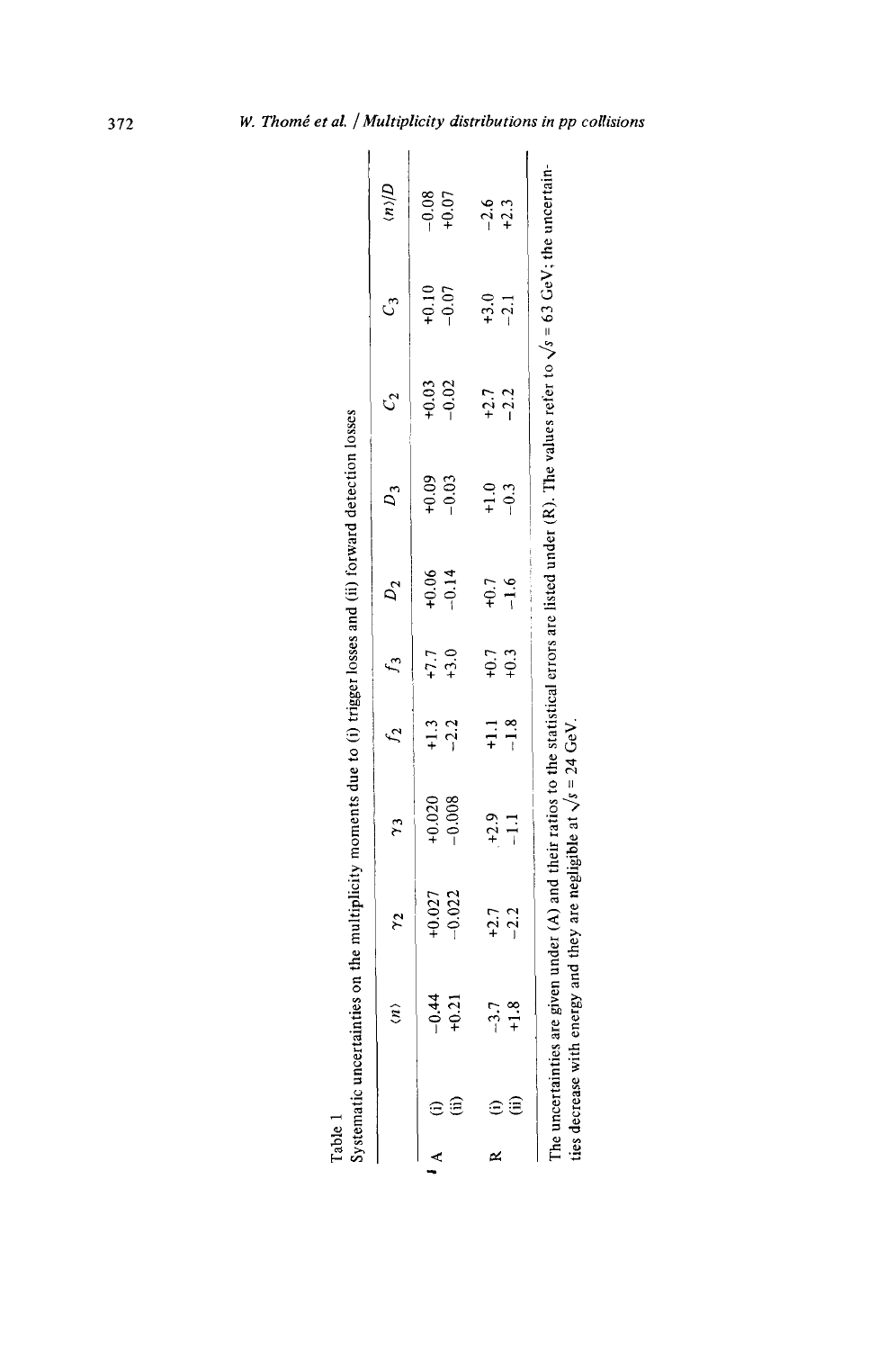Table 1

Systematic uncertainties on the multiplicity moments due to (i) trigger losses and (ii) forward detection losses

| | | $\langle n \rangle$ | $\gamma_2$ | $\gamma_3$ | $f_2$ | $f_3$ | $D_2$ | $D_3$ | $C_2$ | $C_3$ | $\langle n \rangle / D$ |
|---|---|---|---|---|---|---|---|---|---|---|---|
| A | (i) | −0.44 | +0.027 | +0.020 | +1.3 | +7.7 | +0.06 | +0.09 | +0.03 | +0.10 | −0.08 |
| | (ii) | +0.21 | −0.022 | −0.008 | −2.2 | +3.0 | −0.14 | −0.03 | −0.02 | −0.07 | +0.07 |
| R | (i) | −3.7 | +2.7 | +2.9 | +1.1 | +0.7 | +0.7 | +1.0 | +2.7 | +3.0 | −2.6 |
| | (ii) | +1.8 | −2.2 | −1.1 | −1.8 | +0.3 | −1.6 | −0.3 | −2.2 | −2.1 | +2.3 |

The uncertainties are given under (A) and their ratios to the statistical errors are listed under (R). The values refer to $\sqrt{s} = 63$ GeV; the uncertainties decrease with energy and they are negligible at $\sqrt{s} = 24$ GeV.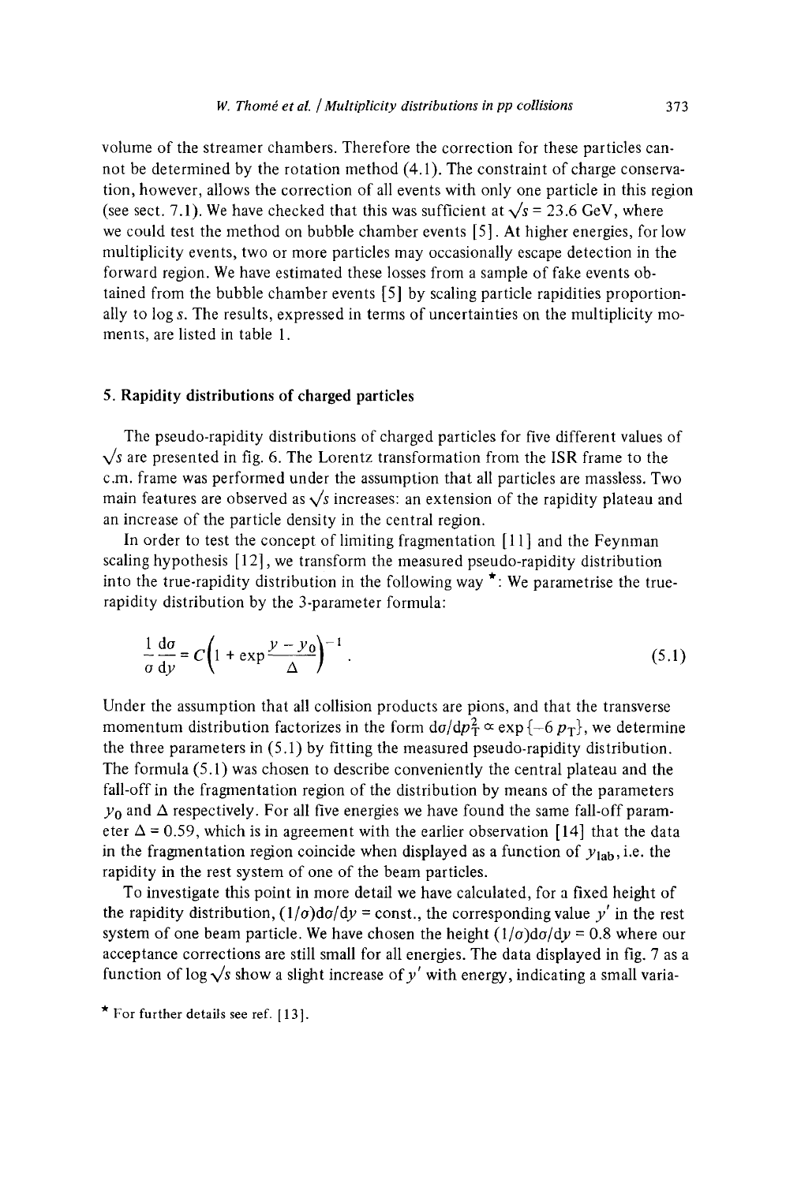volume of the streamer chambers. Therefore the correction for these particles cannot be determined by the rotation method (4.1). The constraint of charge conservation, however, allows the correction of all events with only one particle in this region (see sect. 7.1). We have checked that this was sufficient at $\sqrt{s} = 23.6$ GeV, where we could test the method on bubble chamber events [5]. At higher energies, for low multiplicity events, two or more particles may occasionally escape detection in the forward region. We have estimated these losses from a sample of fake events obtained from the bubble chamber events [5] by scaling particle rapidities proportionally to $\log s$. The results, expressed in terms of uncertainties on the multiplicity moments, are listed in table 1.

## 5. Rapidity distributions of charged particles

The pseudo-rapidity distributions of charged particles for five different values of $\sqrt{s}$ are presented in fig. 6. The Lorentz transformation from the ISR frame to the c.m. frame was performed under the assumption that all particles are massless. Two main features are observed as $\sqrt{s}$ increases: an extension of the rapidity plateau and an increase of the particle density in the central region.

In order to test the concept of limiting fragmentation [11] and the Feynman scaling hypothesis [12], we transform the measured pseudo-rapidity distribution into the true-rapidity distribution in the following way *: We parametrise the true-rapidity distribution by the 3-parameter formula:

$$\frac{1}{\sigma}\frac{d\sigma}{dy} = C\left(1 + \exp\frac{y - y_0}{\Delta}\right)^{-1} . \tag{5.1}$$

Under the assumption that all collision products are pions, and that the transverse momentum distribution factorizes in the form $d\sigma/dp_T^2 \propto \exp\{-6\,p_T\}$, we determine the three parameters in (5.1) by fitting the measured pseudo-rapidity distribution. The formula (5.1) was chosen to describe conveniently the central plateau and the fall-off in the fragmentation region of the distribution by means of the parameters $y_0$ and $\Delta$ respectively. For all five energies we have found the same fall-off parameter $\Delta = 0.59$, which is in agreement with the earlier observation [14] that the data in the fragmentation region coincide when displayed as a function of $y_{\text{lab}}$, i.e. the rapidity in the rest system of one of the beam particles.

To investigate this point in more detail we have calculated, for a fixed height of the rapidity distribution, $(1/\sigma)d\sigma/dy = \text{const.}$, the corresponding value $y'$ in the rest system of one beam particle. We have chosen the height $(1/\sigma)d\sigma/dy = 0.8$ where our acceptance corrections are still small for all energies. The data displayed in fig. 7 as a function of $\log\sqrt{s}$ show a slight increase of $y'$ with energy, indicating a small varia-

* For further details see ref. [13].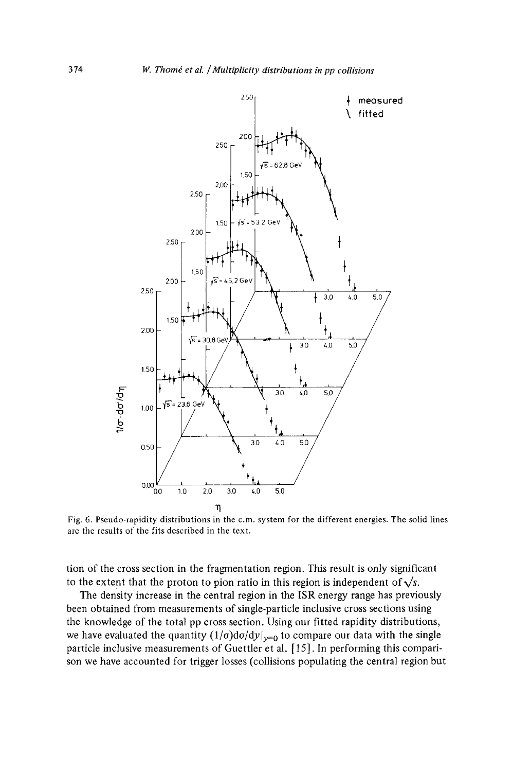Fig. 6. Pseudo-rapidity distributions in the c.m. system for the different energies. The solid lines are the results of the fits described in the text.

tion of the cross section in the fragmentation region. This result is only significant to the extent that the proton to pion ratio in this region is independent of $\sqrt{s}$.

The density increase in the central region in the ISR energy range has previously been obtained from measurements of single-particle inclusive cross sections using the knowledge of the total pp cross section. Using our fitted rapidity distributions, we have evaluated the quantity $(1/\sigma)\mathrm{d}\sigma/\mathrm{d}y|_{y=0}$ to compare our data with the single particle inclusive measurements of Guettler et al. [15]. In performing this comparison we have accounted for trigger losses (collisions populating the central region but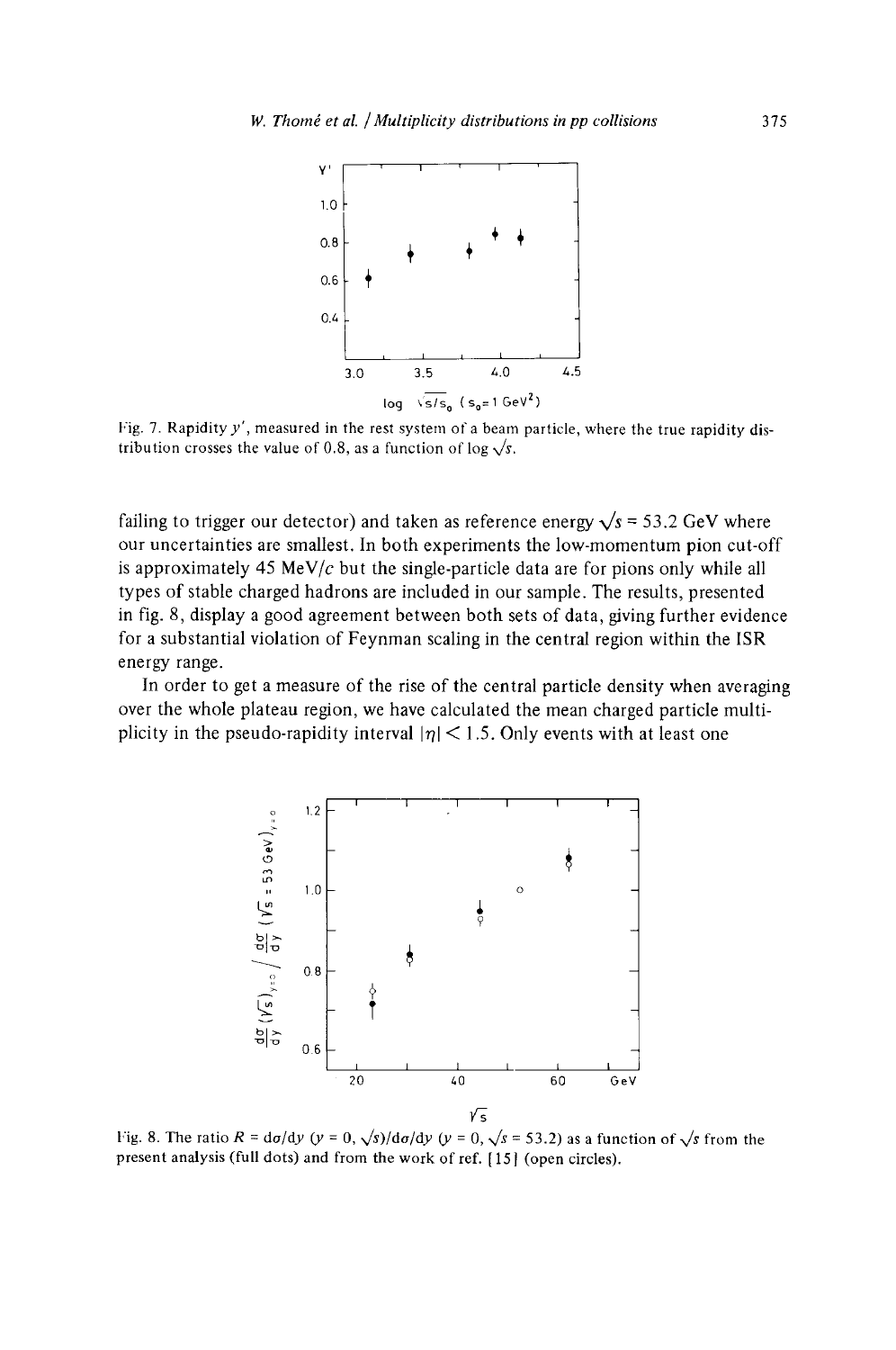Fig. 7. Rapidity $y'$, measured in the rest system of a beam particle, where the true rapidity distribution crosses the value of 0.8, as a function of $\log \sqrt{s}$.

failing to trigger our detector) and taken as reference energy $\sqrt{s} = 53.2$ GeV where our uncertainties are smallest. In both experiments the low-momentum pion cut-off is approximately 45 MeV/$c$ but the single-particle data are for pions only while all types of stable charged hadrons are included in our sample. The results, presented in fig. 8, display a good agreement between both sets of data, giving further evidence for a substantial violation of Feynman scaling in the central region within the ISR energy range.

In order to get a measure of the rise of the central particle density when averaging over the whole plateau region, we have calculated the mean charged particle multiplicity in the pseudo-rapidity interval $|\eta| < 1.5$. Only events with at least one

Fig. 8. The ratio $R = \mathrm{d}\sigma/\mathrm{d}y\ (y = 0, \sqrt{s})/\mathrm{d}\sigma/\mathrm{d}y\ (y = 0, \sqrt{s} = 53.2)$ as a function of $\sqrt{s}$ from the present analysis (full dots) and from the work of ref. [15] (open circles).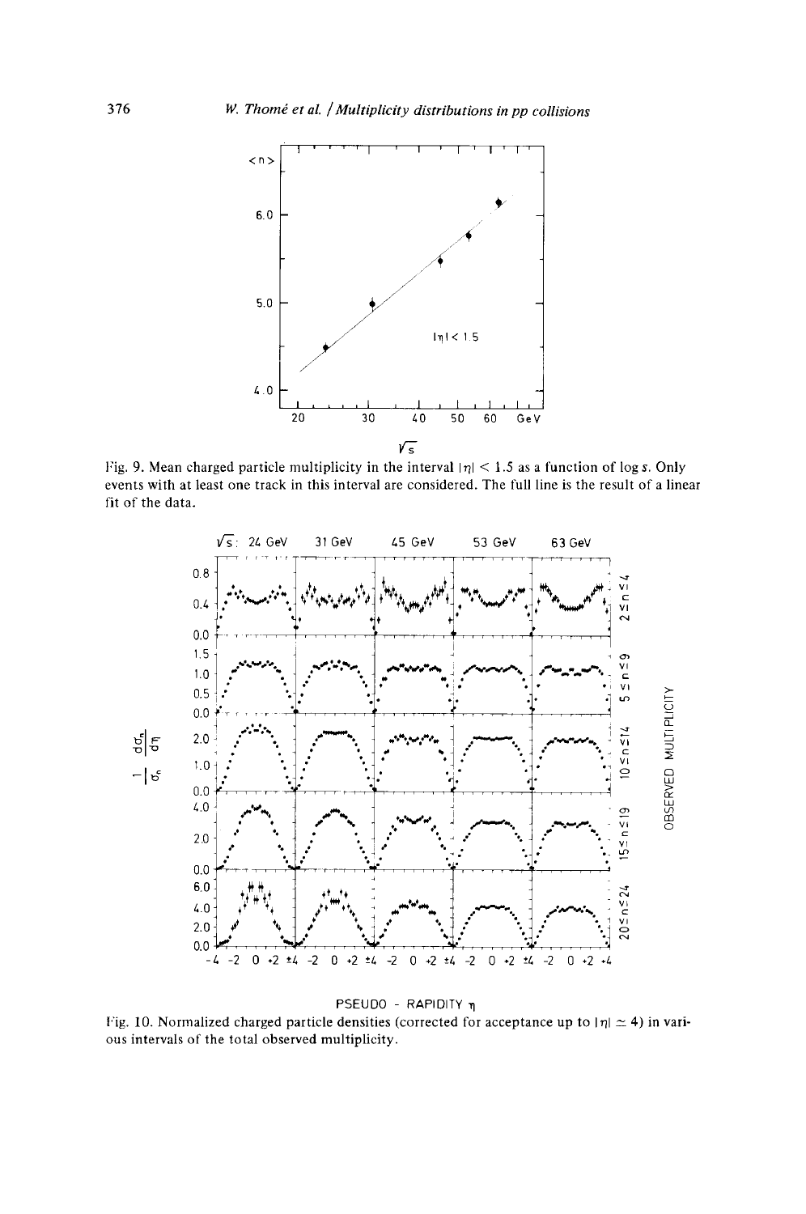Fig. 9. Mean charged particle multiplicity in the interval $|\eta| < 1.5$ as a function of log $s$. Only events with at least one track in this interval are considered. The full line is the result of a linear fit of the data.

Fig. 10. Normalized charged particle densities (corrected for acceptance up to $|\eta| \simeq 4$) in various intervals of the total observed multiplicity.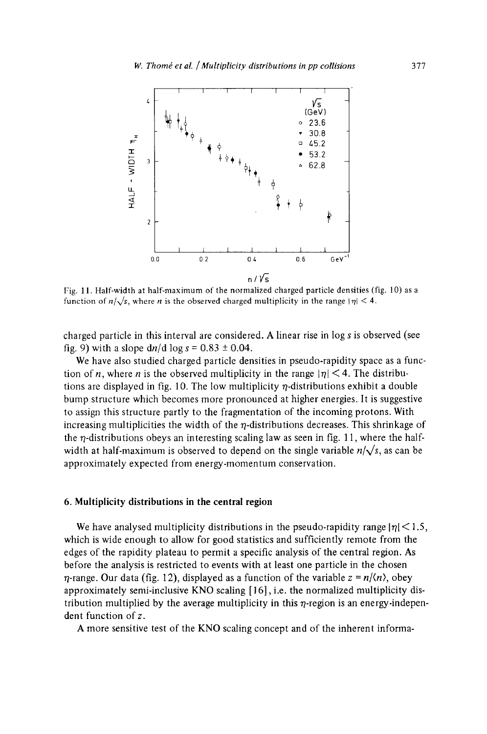Fig. 11. Half-width at half-maximum of the normalized charged particle densities (fig. 10) as a function of $n/\sqrt{s}$, where $n$ is the observed charged multiplicity in the range $|\eta| < 4$.

charged particle in this interval are considered. A linear rise in log $s$ is observed (see fig. 9) with a slope $dn/d \log s = 0.83 \pm 0.04$.

We have also studied charged particle densities in pseudo-rapidity space as a function of $n$, where $n$ is the observed multiplicity in the range $|\eta| < 4$. The distributions are displayed in fig. 10. The low multiplicity $\eta$-distributions exhibit a double bump structure which becomes more pronounced at higher energies. It is suggestive to assign this structure partly to the fragmentation of the incoming protons. With increasing multiplicities the width of the $\eta$-distributions decreases. This shrinkage of the $\eta$-distributions obeys an interesting scaling law as seen in fig. 11, where the half-width at half-maximum is observed to depend on the single variable $n/\sqrt{s}$, as can be approximately expected from energy-momentum conservation.

## 6. Multiplicity distributions in the central region

We have analysed multiplicity distributions in the pseudo-rapidity range $|\eta| < 1.5$, which is wide enough to allow for good statistics and sufficiently remote from the edges of the rapidity plateau to permit a specific analysis of the central region. As before the analysis is restricted to events with at least one particle in the chosen $\eta$-range. Our data (fig. 12), displayed as a function of the variable $z = n/\langle n \rangle$, obey approximately semi-inclusive KNO scaling [16], i.e. the normalized multiplicity distribution multiplied by the average multiplicity in this $\eta$-region is an energy-independent function of $z$.

A more sensitive test of the KNO scaling concept and of the inherent informa-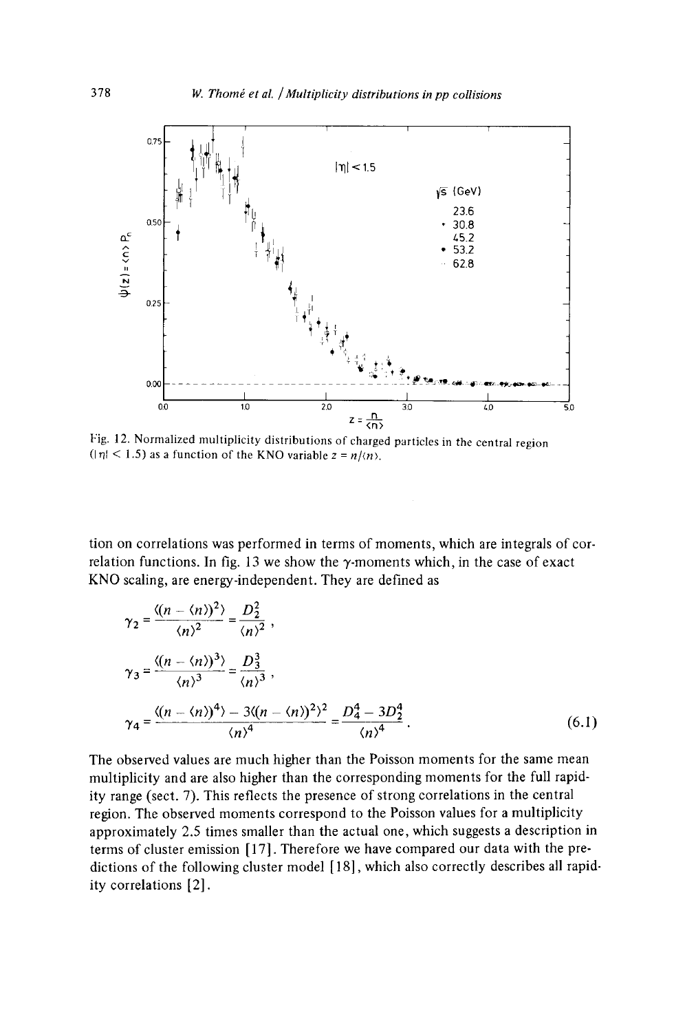Fig. 12. Normalized multiplicity distributions of charged particles in the central region ($|\eta| < 1.5$) as a function of the KNO variable $z = n/\langle n \rangle$.

tion on correlations was performed in terms of moments, which are integrals of correlation functions. In fig. 13 we show the $\gamma$-moments which, in the case of exact KNO scaling, are energy-independent. They are defined as

$$\gamma_2 = \frac{\langle (n - \langle n \rangle)^2 \rangle}{\langle n \rangle^2} = \frac{D_2^2}{\langle n \rangle^2} ,$$

$$\gamma_3 = \frac{\langle (n - \langle n \rangle)^3 \rangle}{\langle n \rangle^3} = \frac{D_3^3}{\langle n \rangle^3} ,$$

$$\gamma_4 = \frac{\langle (n - \langle n \rangle)^4 \rangle - 3\langle (n - \langle n \rangle)^2 \rangle^2}{\langle n \rangle^4} = \frac{D_4^4 - 3D_2^4}{\langle n \rangle^4} . \qquad (6.1)$$

The observed values are much higher than the Poisson moments for the same mean multiplicity and are also higher than the corresponding moments for the full rapidity range (sect. 7). This reflects the presence of strong correlations in the central region. The observed moments correspond to the Poisson values for a multiplicity approximately 2.5 times smaller than the actual one, which suggests a description in terms of cluster emission [17]. Therefore we have compared our data with the predictions of the following cluster model [18], which also correctly describes all rapidity correlations [2].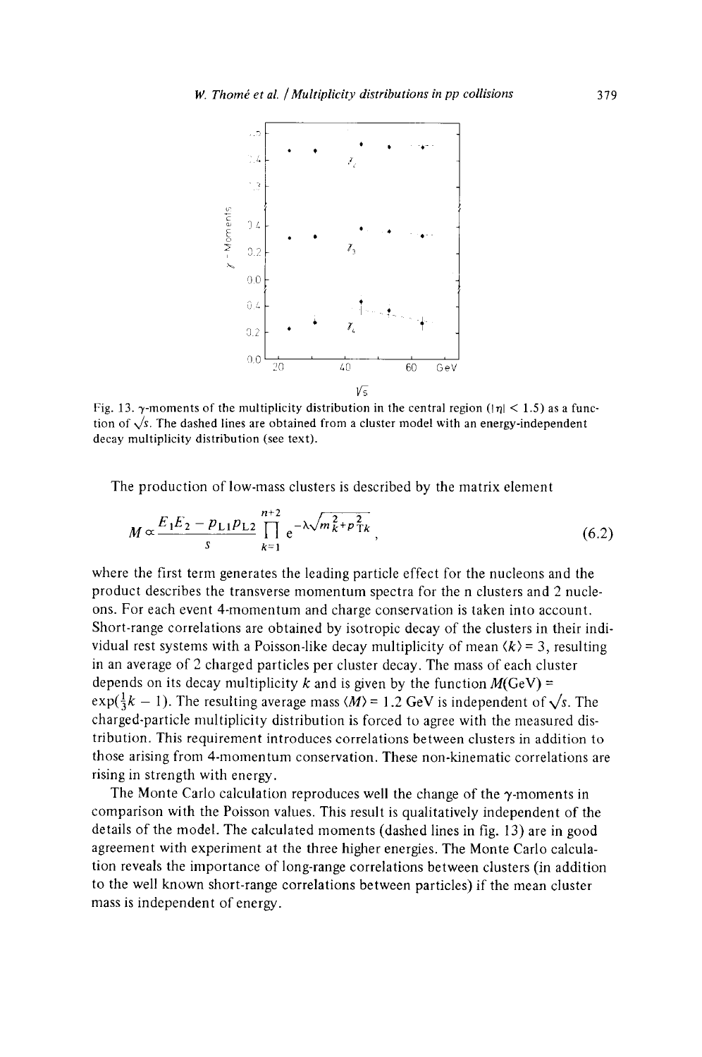Fig. 13. γ-moments of the multiplicity distribution in the central region ($|\eta| < 1.5$) as a function of $\sqrt{s}$. The dashed lines are obtained from a cluster model with an energy-independent decay multiplicity distribution (see text).

The production of low-mass clusters is described by the matrix element

$$M \propto \frac{E_1 E_2 - p_{L1} p_{L2}}{s} \prod_{k=1}^{n+2} e^{-\lambda\sqrt{m_k^2 + p_{Tk}^2}}, \tag{6.2}$$

where the first term generates the leading particle effect for the nucleons and the product describes the transverse momentum spectra for the n clusters and 2 nucleons. For each event 4-momentum and charge conservation is taken into account. Short-range correlations are obtained by isotropic decay of the clusters in their individual rest systems with a Poisson-like decay multiplicity of mean $\langle k \rangle = 3$, resulting in an average of 2 charged particles per cluster decay. The mass of each cluster depends on its decay multiplicity $k$ and is given by the function $M(\mathrm{GeV}) = \exp(\frac{1}{3}k - 1)$. The resulting average mass $\langle M \rangle = 1.2$ GeV is independent of $\sqrt{s}$. The charged-particle multiplicity distribution is forced to agree with the measured distribution. This requirement introduces correlations between clusters in addition to those arising from 4-momentum conservation. These non-kinematic correlations are rising in strength with energy.

The Monte Carlo calculation reproduces well the change of the γ-moments in comparison with the Poisson values. This result is qualitatively independent of the details of the model. The calculated moments (dashed lines in fig. 13) are in good agreement with experiment at the three higher energies. The Monte Carlo calculation reveals the importance of long-range correlations between clusters (in addition to the well known short-range correlations between particles) if the mean cluster mass is independent of energy.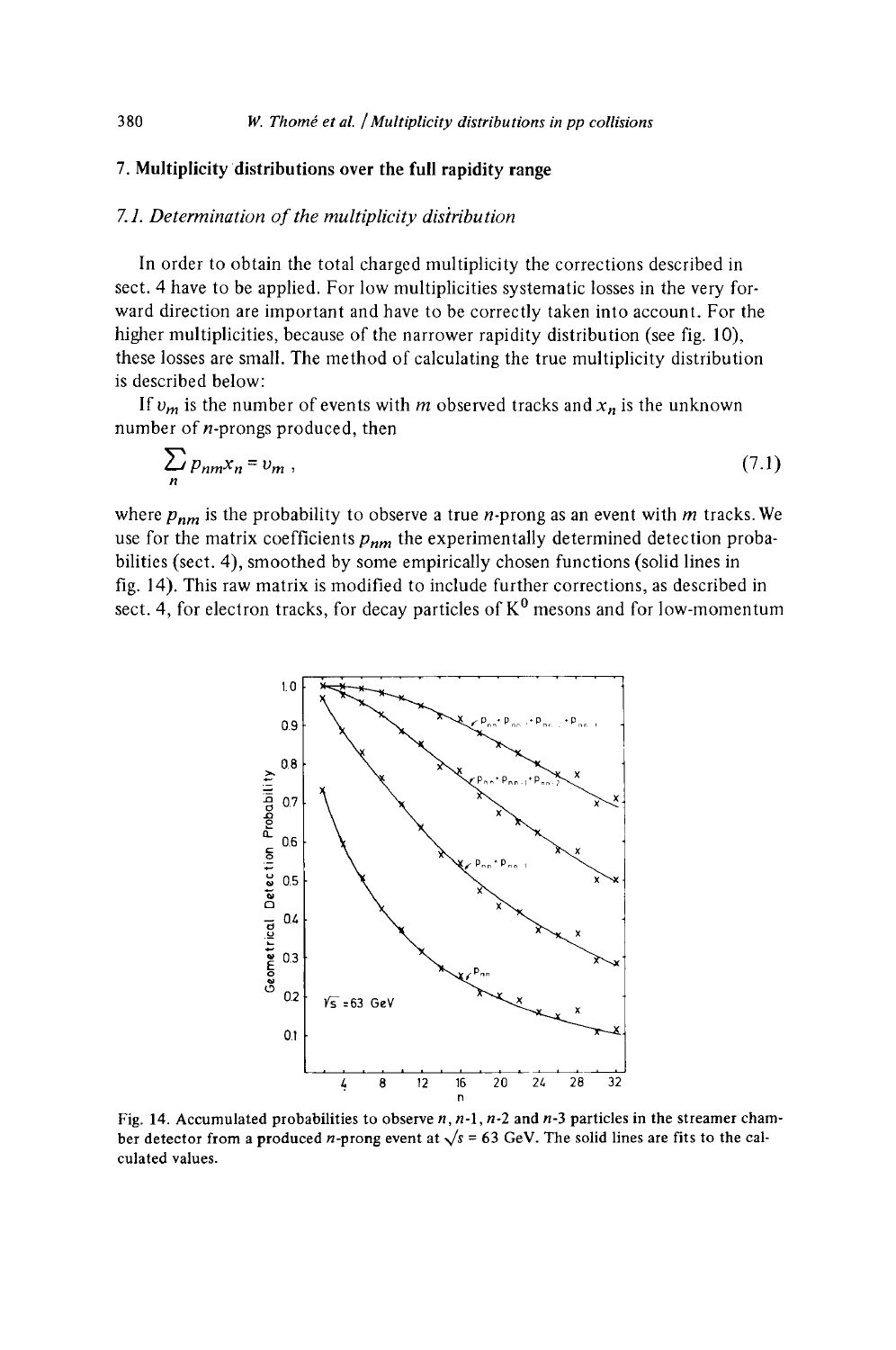## 7. Multiplicity distributions over the full rapidity range

### 7.1. Determination of the multiplicity distribution

In order to obtain the total charged multiplicity the corrections described in sect. 4 have to be applied. For low multiplicities systematic losses in the very forward direction are important and have to be correctly taken into account. For the higher multiplicities, because of the narrower rapidity distribution (see fig. 10), these losses are small. The method of calculating the true multiplicity distribution is described below:

If $v_m$ is the number of events with $m$ observed tracks and $x_n$ is the unknown number of $n$-prongs produced, then

$$\sum_n p_{nm} x_n = v_m \,, \tag{7.1}$$

where $p_{nm}$ is the probability to observe a true $n$-prong as an event with $m$ tracks. We use for the matrix coefficients $p_{nm}$ the experimentally determined detection probabilities (sect. 4), smoothed by some empirically chosen functions (solid lines in fig. 14). This raw matrix is modified to include further corrections, as described in sect. 4, for electron tracks, for decay particles of $K^0$ mesons and for low-momentum

Fig. 14. Accumulated probabilities to observe $n$, $n$-1, $n$-2 and $n$-3 particles in the streamer chamber detector from a produced $n$-prong event at $\sqrt{s}$ = 63 GeV. The solid lines are fits to the calculated values.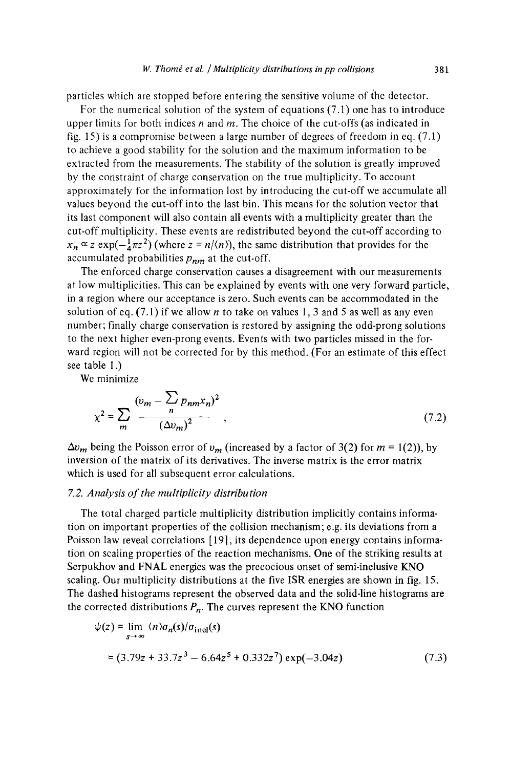particles which are stopped before entering the sensitive volume of the detector.

For the numerical solution of the system of equations (7.1) one has to introduce upper limits for both indices $n$ and $m$. The choice of the cut-offs (as indicated in fig. 15) is a compromise between a large number of degrees of freedom in eq. (7.1) to achieve a good stability for the solution and the maximum information to be extracted from the measurements. The stability of the solution is greatly improved by the constraint of charge conservation on the true multiplicity. To account approximately for the information lost by introducing the cut-off we accumulate all values beyond the cut-off into the last bin. This means for the solution vector that its last component will also contain all events with a multiplicity greater than the cut-off multiplicity. These events are redistributed beyond the cut-off according to $x_n \propto z \exp(-\frac{1}{4}\pi z^2)$ (where $z = n/\langle n \rangle$), the same distribution that provides for the accumulated probabilities $p_{nm}$ at the cut-off.

The enforced charge conservation causes a disagreement with our measurements at low multiplicities. This can be explained by events with one very forward particle, in a region where our acceptance is zero. Such events can be accommodated in the solution of eq. (7.1) if we allow $n$ to take on values 1, 3 and 5 as well as any even number; finally charge conservation is restored by assigning the odd-prong solutions to the next higher even-prong events. Events with two particles missed in the forward region will not be corrected for by this method. (For an estimate of this effect see table 1.)

We minimize

$$\chi^2 = \sum_m \frac{(v_m - \sum_n p_{nm} x_n)^2}{(\Delta v_m)^2} \,, \tag{7.2}$$

$\Delta v_m$ being the Poisson error of $v_m$ (increased by a factor of 3(2) for $m = 1(2)$), by inversion of the matrix of its derivatives. The inverse matrix is the error matrix which is used for all subsequent error calculations.

### 7.2. *Analysis of the multiplicity distribution*

The total charged particle multiplicity distribution implicitly contains information on important properties of the collision mechanism; e.g. its deviations from a Poisson law reveal correlations [19], its dependence upon energy contains information on scaling properties of the reaction mechanisms. One of the striking results at Serpukhov and FNAL energies was the precocious onset of semi-inclusive KNO scaling. Our multiplicity distributions at the five ISR energies are shown in fig. 15. The dashed histograms represent the observed data and the solid-line histograms are the corrected distributions $P_n$. The curves represent the KNO function

$$\psi(z) = \lim_{s \to \infty} \langle n \rangle \sigma_n(s)/\sigma_{\text{inel}}(s)$$

$$= (3.79z + 33.7z^3 - 6.64z^5 + 0.332z^7) \exp(-3.04z) \tag{7.3}$$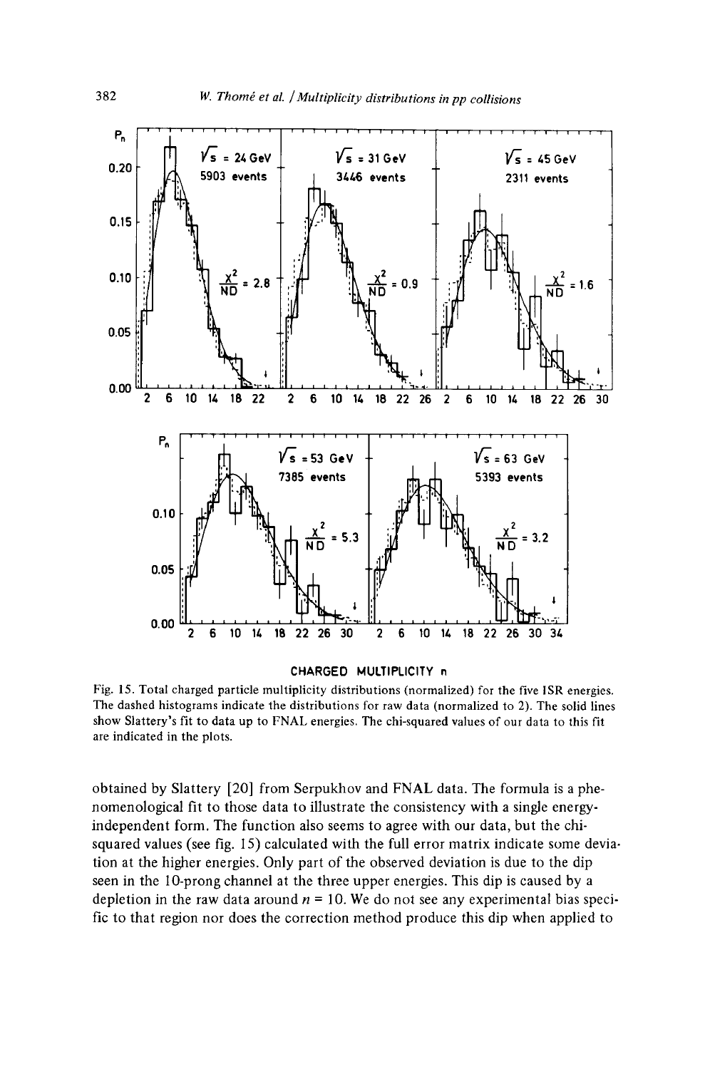Fig. 15. Total charged particle multiplicity distributions (normalized) for the five ISR energies. The dashed histograms indicate the distributions for raw data (normalized to 2). The solid lines show Slattery's fit to data up to FNAL energies. The chi-squared values of our data to this fit are indicated in the plots.

obtained by Slattery [20] from Serpukhov and FNAL data. The formula is a phenomenological fit to those data to illustrate the consistency with a single energy-independent form. The function also seems to agree with our data, but the chi-squared values (see fig. 15) calculated with the full error matrix indicate some deviation at the higher energies. Only part of the observed deviation is due to the dip seen in the 10-prong channel at the three upper energies. This dip is caused by a depletion in the raw data around $n = 10$. We do not see any experimental bias specific to that region nor does the correction method produce this dip when applied to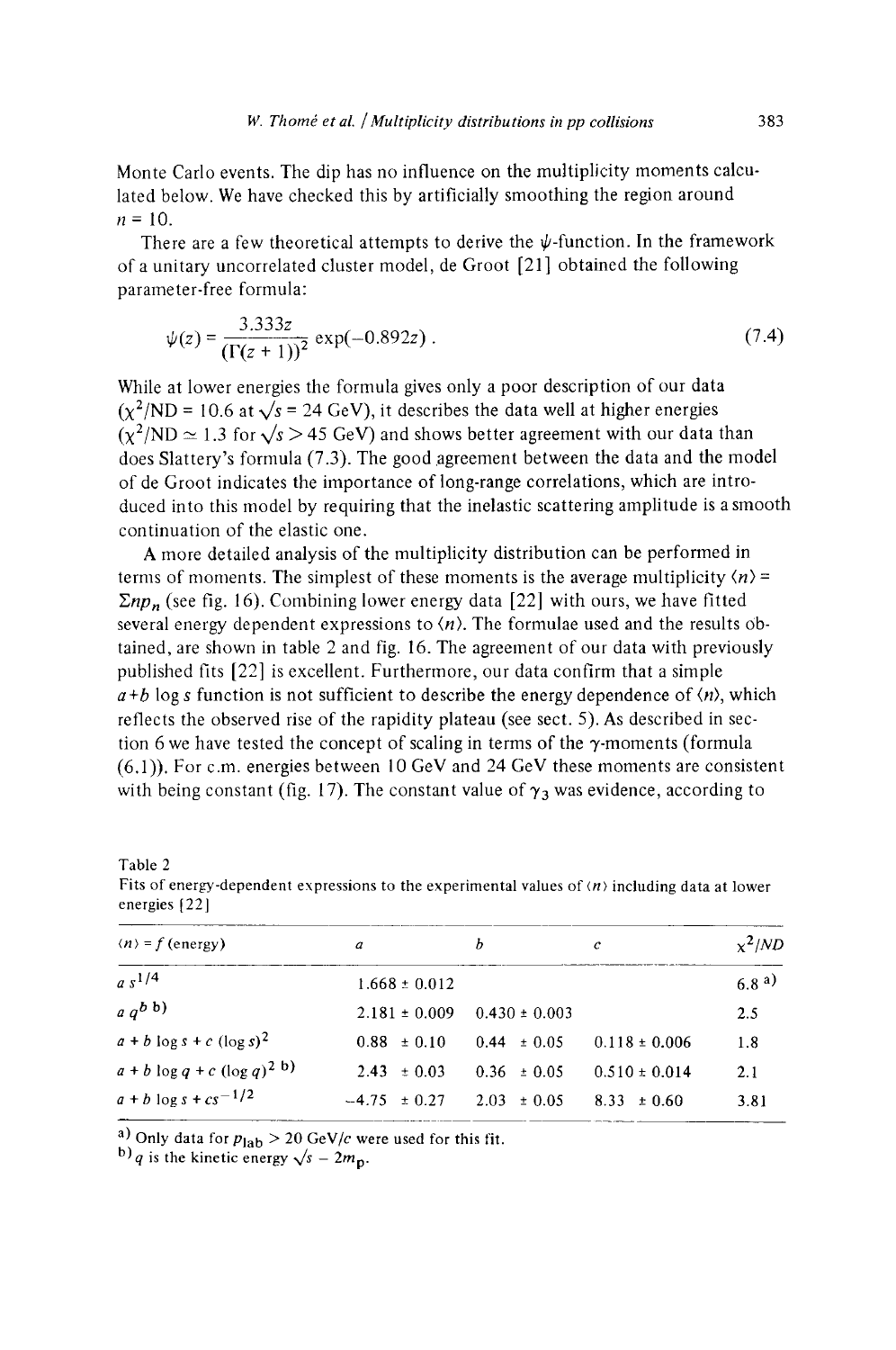Monte Carlo events. The dip has no influence on the multiplicity moments calculated below. We have checked this by artificially smoothing the region around $n = 10$.

There are a few theoretical attempts to derive the $\psi$-function. In the framework of a unitary uncorrelated cluster model, de Groot [21] obtained the following parameter-free formula:

$$\psi(z) = \frac{3.333z}{(\Gamma(z+1))^2} \exp(-0.892z) . \tag{7.4}$$

While at lower energies the formula gives only a poor description of our data ($\chi^2/ND = 10.6$ at $\sqrt{s} = 24$ GeV), it describes the data well at higher energies ($\chi^2/ND \simeq 1.3$ for $\sqrt{s} > 45$ GeV) and shows better agreement with our data than does Slattery's formula (7.3). The good agreement between the data and the model of de Groot indicates the importance of long-range correlations, which are introduced into this model by requiring that the inelastic scattering amplitude is a smooth continuation of the elastic one.

A more detailed analysis of the multiplicity distribution can be performed in terms of moments. The simplest of these moments is the average multiplicity $\langle n \rangle = \Sigma n p_n$ (see fig. 16). Combining lower energy data [22] with ours, we have fitted several energy dependent expressions to $\langle n \rangle$. The formulae used and the results obtained, are shown in table 2 and fig. 16. The agreement of our data with previously published fits [22] is excellent. Furthermore, our data confirm that a simple $a+b \log s$ function is not sufficient to describe the energy dependence of $\langle n \rangle$, which reflects the observed rise of the rapidity plateau (see sect. 5). As described in section 6 we have tested the concept of scaling in terms of the $\gamma$-moments (formula (6.1)). For c.m. energies between 10 GeV and 24 GeV these moments are consistent with being constant (fig. 17). The constant value of $\gamma_3$ was evidence, according to

Table 2
Fits of energy-dependent expressions to the experimental values of $\langle n \rangle$ including data at lower energies [22]

| $\langle n \rangle = f$ (energy) | $a$ | $b$ | $c$ | $\chi^2/ND$ |
|---|---|---|---|---|
| $a\, s^{1/4}$ | $1.668 \pm 0.012$ | | | 6.8 [a] |
| $a\, q^b$ [b] | $2.181 \pm 0.009$ | $0.430 \pm 0.003$ | | 2.5 |
| $a + b \log s + c\, (\log s)^2$ | $0.88 \pm 0.10$ | $0.44 \pm 0.05$ | $0.118 \pm 0.006$ | 1.8 |
| $a + b \log q + c\, (\log q)^2$ [b] | $2.43 \pm 0.03$ | $0.36 \pm 0.05$ | $0.510 \pm 0.014$ | 2.1 |
| $a + b \log s + c s^{-1/2}$ | $-4.75 \pm 0.27$ | $2.03 \pm 0.05$ | $8.33 \pm 0.60$ | 3.81 |

[a] Only data for $p_{lab} > 20$ GeV/$c$ were used for this fit.
[b] $q$ is the kinetic energy $\sqrt{s} - 2m_p$.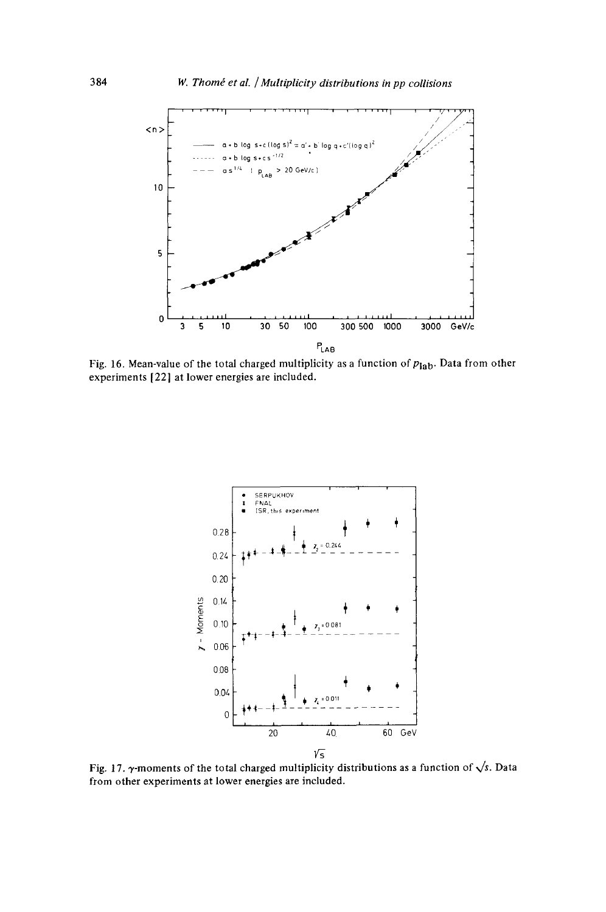Fig. 16. Mean-value of the total charged multiplicity as a function of $p_{lab}$. Data from other experiments [22] at lower energies are included.

Fig. 17. $\gamma$-moments of the total charged multiplicity distributions as a function of $\sqrt{s}$. Data from other experiments at lower energies are included.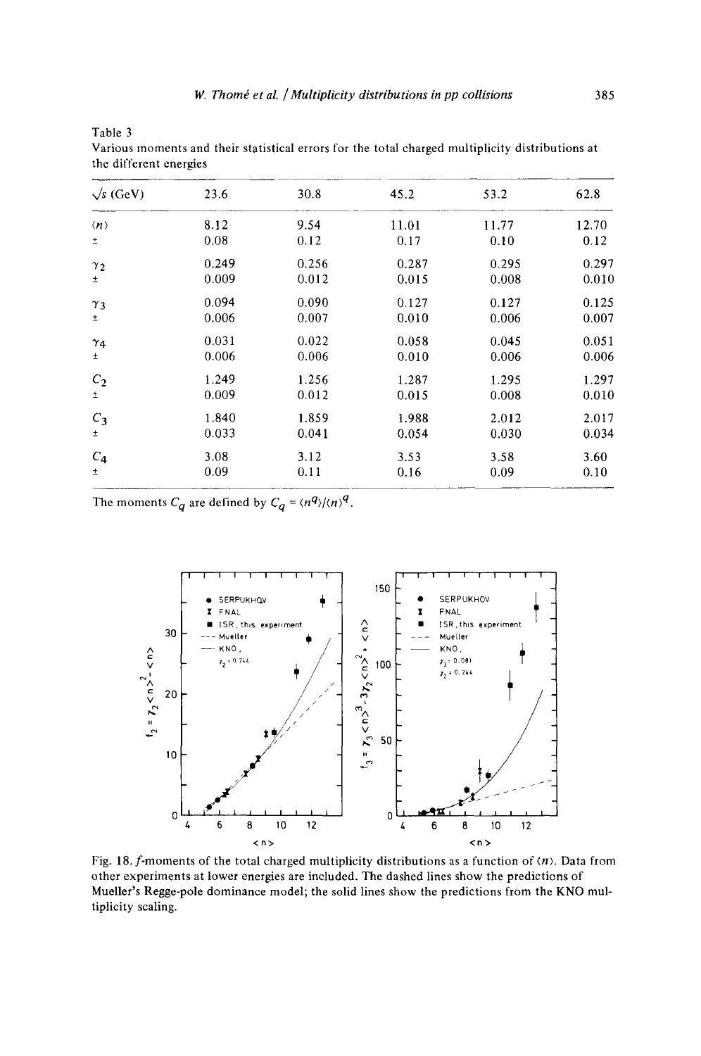Table 3
Various moments and their statistical errors for the total charged multiplicity distributions at the different energies

| $\sqrt{s}$ (GeV) | 23.6 | 30.8 | 45.2 | 53.2 | 62.8 |
|---|---|---|---|---|---|
| $\langle n \rangle$ | 8.12 | 9.54 | 11.01 | 11.77 | 12.70 |
| ± | 0.08 | 0.12 | 0.17 | 0.10 | 0.12 |
| $\gamma_2$ | 0.249 | 0.256 | 0.287 | 0.295 | 0.297 |
| ± | 0.009 | 0.012 | 0.015 | 0.008 | 0.010 |
| $\gamma_3$ | 0.094 | 0.090 | 0.127 | 0.127 | 0.125 |
| ± | 0.006 | 0.007 | 0.010 | 0.006 | 0.007 |
| $\gamma_4$ | 0.031 | 0.022 | 0.058 | 0.045 | 0.051 |
| ± | 0.006 | 0.006 | 0.010 | 0.006 | 0.006 |
| $C_2$ | 1.249 | 1.256 | 1.287 | 1.295 | 1.297 |
| ± | 0.009 | 0.012 | 0.015 | 0.008 | 0.010 |
| $C_3$ | 1.840 | 1.859 | 1.988 | 2.012 | 2.017 |
| ± | 0.033 | 0.041 | 0.054 | 0.030 | 0.034 |
| $C_4$ | 3.08 | 3.12 | 3.53 | 3.58 | 3.60 |
| ± | 0.09 | 0.11 | 0.16 | 0.09 | 0.10 |

The moments $C_q$ are defined by $C_q = \langle n^q \rangle / \langle n \rangle^q$.

Fig. 18. $f$-moments of the total charged multiplicity distributions as a function of $\langle n \rangle$. Data from other experiments at lower energies are included. The dashed lines show the predictions of Mueller's Regge-pole dominance model; the solid lines show the predictions from the KNO multiplicity scaling.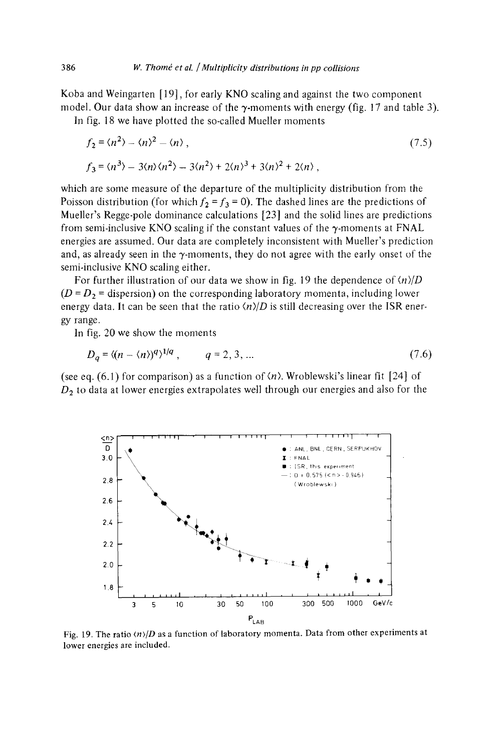Koba and Weingarten [19], for early KNO scaling and against the two component model. Our data show an increase of the γ-moments with energy (fig. 17 and table 3).

In fig. 18 we have plotted the so-called Mueller moments

$$f_2 = \langle n^2 \rangle - \langle n \rangle^2 - \langle n \rangle\,, \tag{7.5}$$

$$f_3 = \langle n^3 \rangle - 3\langle n \rangle \langle n^2 \rangle - 3\langle n^2 \rangle + 2\langle n \rangle^3 + 3\langle n \rangle^2 + 2\langle n \rangle\,,$$

which are some measure of the departure of the multiplicity distribution from the Poisson distribution (for which $f_2 = f_3 = 0$). The dashed lines are the predictions of Mueller's Regge-pole dominance calculations [23] and the solid lines are predictions from semi-inclusive KNO scaling if the constant values of the γ-moments at FNAL energies are assumed. Our data are completely inconsistent with Mueller's prediction and, as already seen in the γ-moments, they do not agree with the early onset of the semi-inclusive KNO scaling either.

For further illustration of our data we show in fig. 19 the dependence of $\langle n \rangle / D$ ($D = D_2$ = dispersion) on the corresponding laboratory momenta, including lower energy data. It can be seen that the ratio $\langle n \rangle / D$ is still decreasing over the ISR energy range.

In fig. 20 we show the moments

$$D_q = \langle (n - \langle n \rangle)^q \rangle^{1/q}\,, \qquad q = 2, 3, \ldots \tag{7.6}$$

(see eq. (6.1) for comparison) as a function of $\langle n \rangle$. Wroblewski's linear fit [24] of $D_2$ to data at lower energies extrapolates well through our energies and also for the

Fig. 19. The ratio $\langle n \rangle / D$ as a function of laboratory momenta. Data from other experiments at lower energies are included.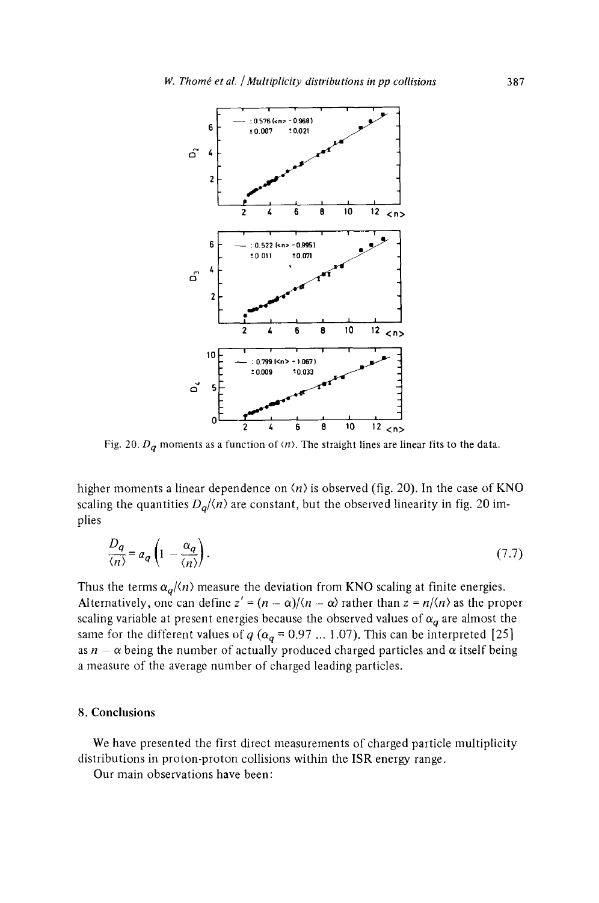Fig. 20. $D_q$ moments as a function of $\langle n \rangle$. The straight lines are linear fits to the data.

higher moments a linear dependence on $\langle n \rangle$ is observed (fig. 20). In the case of KNO scaling the quantities $D_q/\langle n \rangle$ are constant, but the observed linearity in fig. 20 implies

$$\frac{D_q}{\langle n \rangle} = a_q \left(1 - \frac{\alpha_q}{\langle n \rangle}\right). \tag{7.7}$$

Thus the terms $\alpha_q/\langle n \rangle$ measure the deviation from KNO scaling at finite energies. Alternatively, one can define $z' = (n - \alpha)/\langle n - \alpha \rangle$ rather than $z = n/\langle n \rangle$ as the proper scaling variable at present energies because the observed values of $\alpha_q$ are almost the same for the different values of $q$ ($\alpha_q = 0.97 \ldots 1.07$). This can be interpreted [25] as $n - \alpha$ being the number of actually produced charged particles and $\alpha$ itself being a measure of the average number of charged leading particles.

## 8. Conclusions

We have presented the first direct measurements of charged particle multiplicity distributions in proton-proton collisions within the ISR energy range.

Our main observations have been: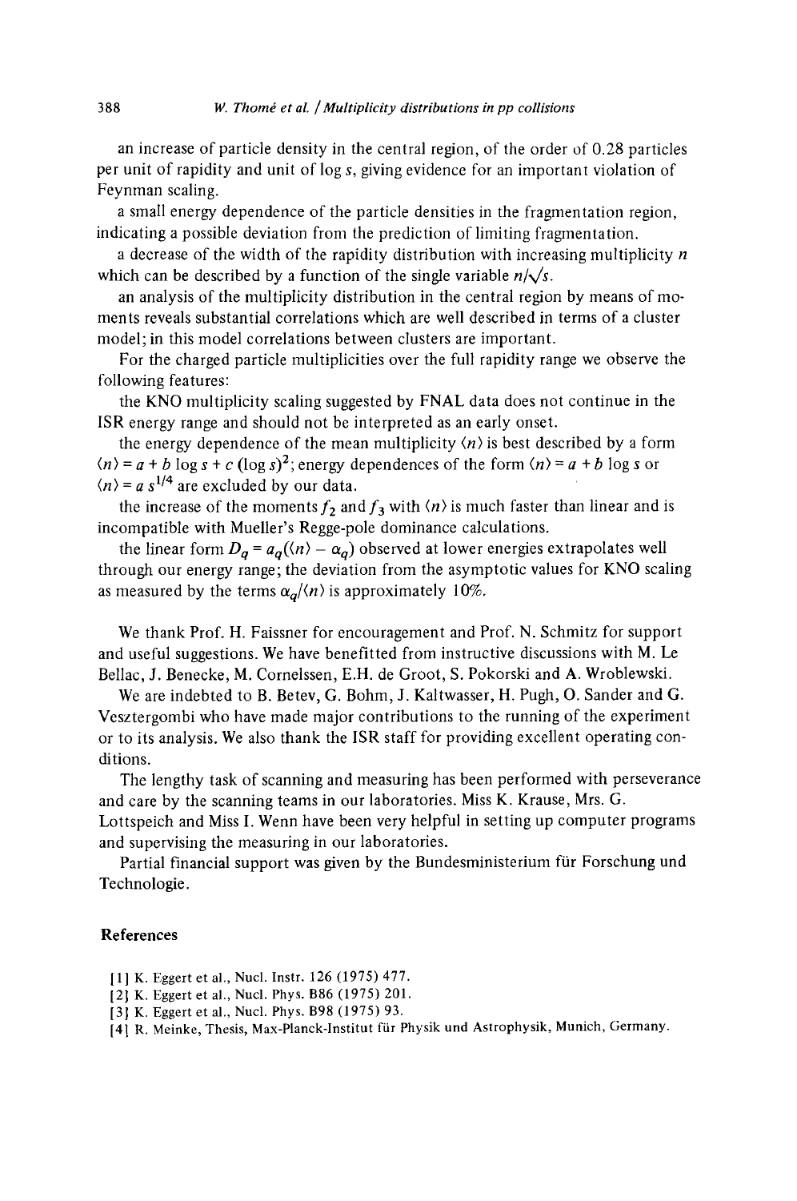an increase of particle density in the central region, of the order of 0.28 particles per unit of rapidity and unit of log $s$, giving evidence for an important violation of Feynman scaling.

a small energy dependence of the particle densities in the fragmentation region, indicating a possible deviation from the prediction of limiting fragmentation.

a decrease of the width of the rapidity distribution with increasing multiplicity $n$ which can be described by a function of the single variable $n/\sqrt{s}$.

an analysis of the multiplicity distribution in the central region by means of moments reveals substantial correlations which are well described in terms of a cluster model; in this model correlations between clusters are important.

For the charged particle multiplicities over the full rapidity range we observe the following features:

the KNO multiplicity scaling suggested by FNAL data does not continue in the ISR energy range and should not be interpreted as an early onset.

the energy dependence of the mean multiplicity $\langle n \rangle$ is best described by a form $\langle n \rangle = a + b \log s + c (\log s)^2$; energy dependences of the form $\langle n \rangle = a + b \log s$ or $\langle n \rangle = a\, s^{1/4}$ are excluded by our data.

the increase of the moments $f_2$ and $f_3$ with $\langle n \rangle$ is much faster than linear and is incompatible with Mueller's Regge-pole dominance calculations.

the linear form $D_q = a_q(\langle n \rangle - \alpha_q)$ observed at lower energies extrapolates well through our energy range; the deviation from the asymptotic values for KNO scaling as measured by the terms $\alpha_q/\langle n \rangle$ is approximately 10%.

We thank Prof. H. Faissner for encouragement and Prof. N. Schmitz for support and useful suggestions. We have benefitted from instructive discussions with M. Le Bellac, J. Benecke, M. Cornelssen, E.H. de Groot, S. Pokorski and A. Wroblewski.

We are indebted to B. Betev, G. Bohm, J. Kaltwasser, H. Pugh, O. Sander and G. Vesztergombi who have made major contributions to the running of the experiment or to its analysis. We also thank the ISR staff for providing excellent operating conditions.

The lengthy task of scanning and measuring has been performed with perseverance and care by the scanning teams in our laboratories. Miss K. Krause, Mrs. G. Lottspeich and Miss I. Wenn have been very helpful in setting up computer programs and supervising the measuring in our laboratories.

Partial financial support was given by the Bundesministerium für Forschung und Technologie.

## References

[1] K. Eggert et al., Nucl. Instr. 126 (1975) 477.

[2] K. Eggert et al., Nucl. Phys. B86 (1975) 201.

[3] K. Eggert et al., Nucl. Phys. B98 (1975) 93.

[4] R. Meinke, Thesis, Max-Planck-Institut für Physik und Astrophysik, Munich, Germany.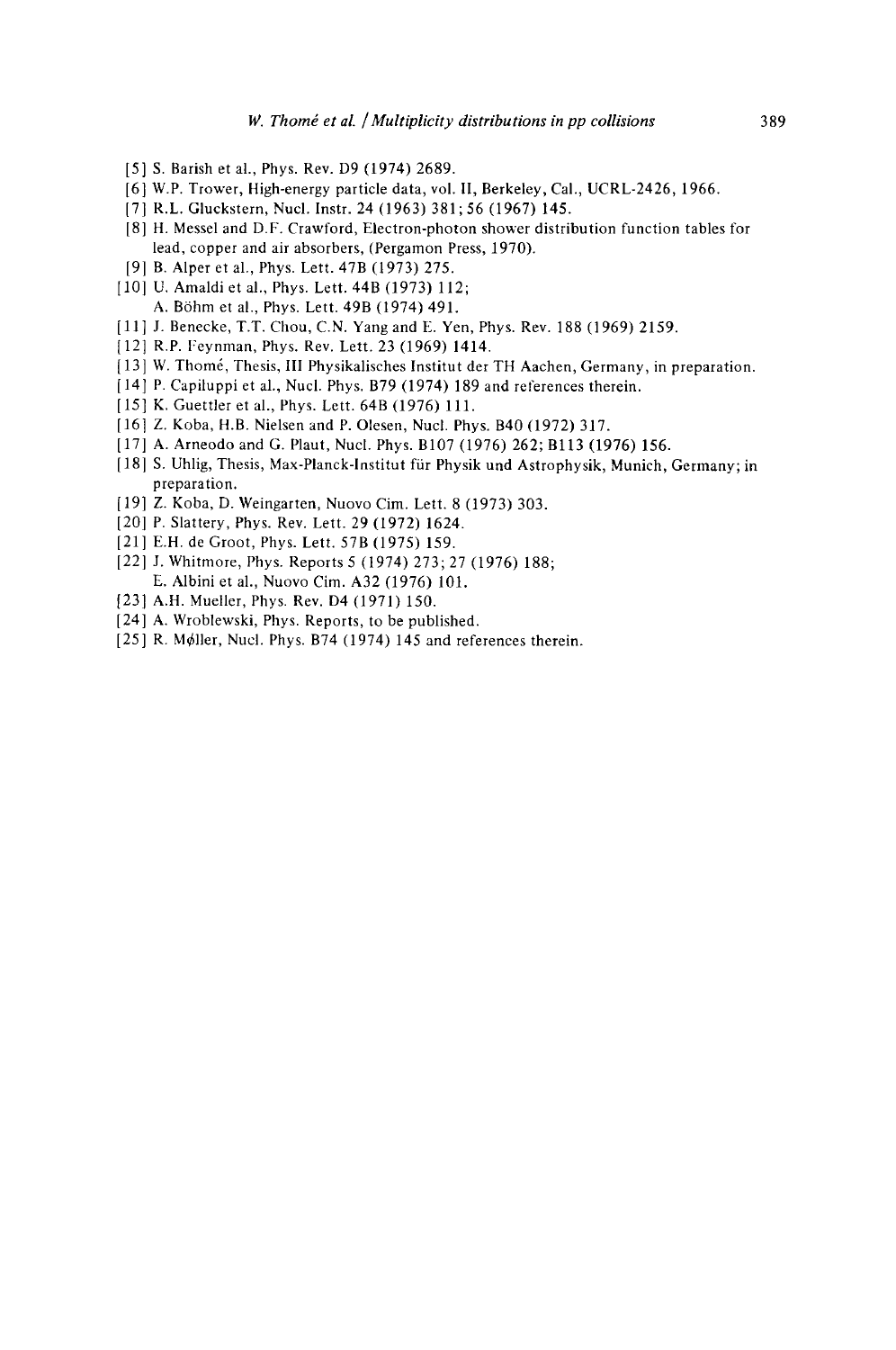[5] S. Barish et al., Phys. Rev. D9 (1974) 2689.

[6] W.P. Trower, High-energy particle data, vol. II, Berkeley, Cal., UCRL-2426, 1966.

[7] R.L. Gluckstern, Nucl. Instr. 24 (1963) 381; 56 (1967) 145.

[8] H. Messel and D.F. Crawford, Electron-photon shower distribution function tables for lead, copper and air absorbers, (Pergamon Press, 1970).

[9] B. Alper et al., Phys. Lett. 47B (1973) 275.

[10] U. Amaldi et al., Phys. Lett. 44B (1973) 112;
A. Böhm et al., Phys. Lett. 49B (1974) 491.

[11] J. Benecke, T.T. Chou, C.N. Yang and E. Yen, Phys. Rev. 188 (1969) 2159.

[12] R.P. Feynman, Phys. Rev. Lett. 23 (1969) 1414.

[13] W. Thomé, Thesis, III Physikalisches Institut der TH Aachen, Germany, in preparation.

[14] P. Capiluppi et al., Nucl. Phys. B79 (1974) 189 and references therein.

[15] K. Guettler et al., Phys. Lett. 64B (1976) 111.

[16] Z. Koba, H.B. Nielsen and P. Olesen, Nucl. Phys. B40 (1972) 317.

[17] A. Arneodo and G. Plaut, Nucl. Phys. B107 (1976) 262; B113 (1976) 156.

[18] S. Uhlig, Thesis, Max-Planck-Institut für Physik und Astrophysik, Munich, Germany; in preparation.

[19] Z. Koba, D. Weingarten, Nuovo Cim. Lett. 8 (1973) 303.

[20] P. Slattery, Phys. Rev. Lett. 29 (1972) 1624.

[21] E.H. de Groot, Phys. Lett. 57B (1975) 159.

[22] J. Whitmore, Phys. Reports 5 (1974) 273; 27 (1976) 188;
E. Albini et al., Nuovo Cim. A32 (1976) 101.

[23] A.H. Mueller, Phys. Rev. D4 (1971) 150.

[24] A. Wroblewski, Phys. Reports, to be published.

[25] R. Møller, Nucl. Phys. B74 (1974) 145 and references therein.